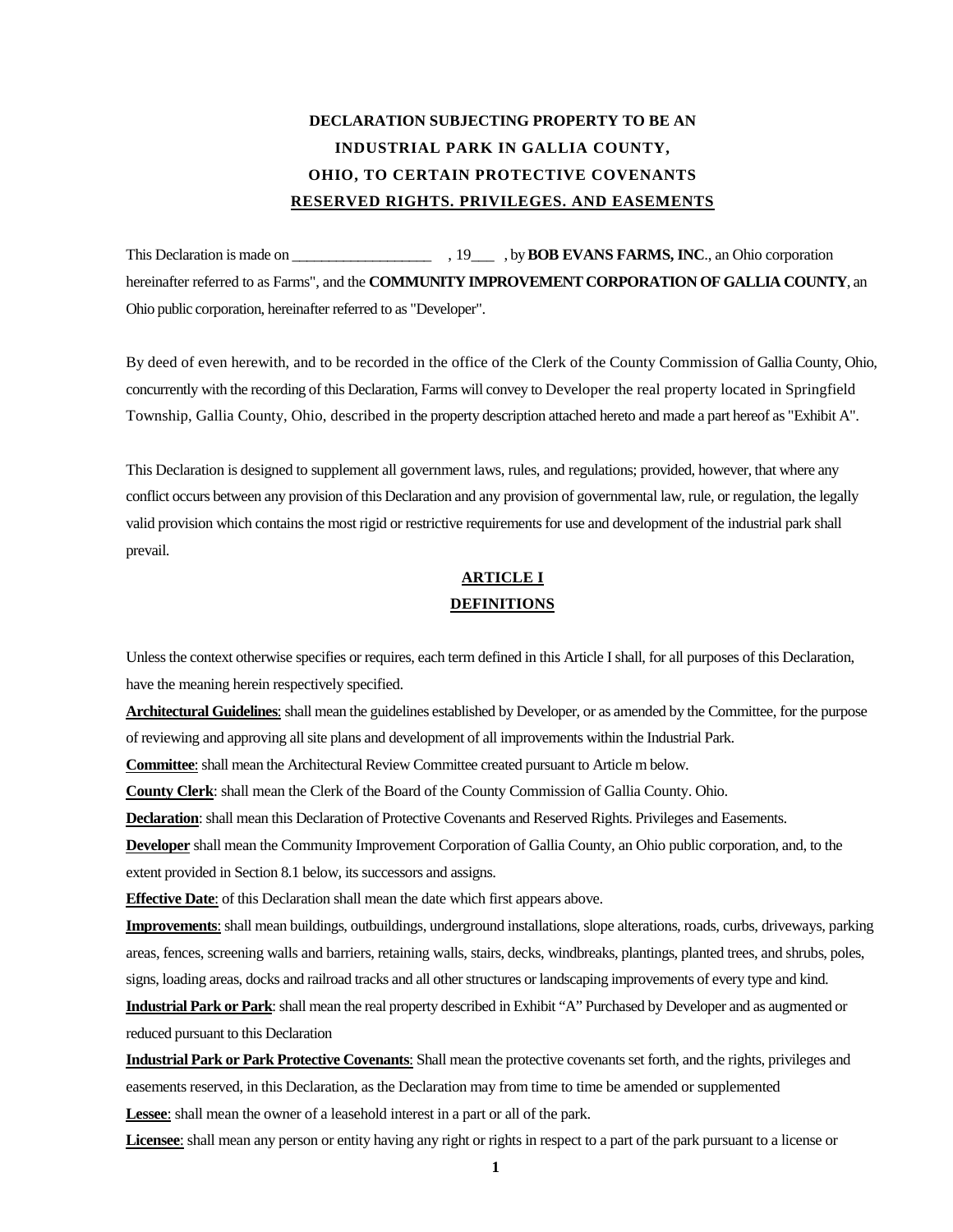# DECLARATION SUBJECTING PROPERTY TO BE AN INDUSTRIAL PARK IN GALLIA COUNTY, OHIO, TO CERTAIN PROTECTIVE COVENANTS RESERVED RIGHTS. PRIVILEGES. AND EASEMENTS

This Declaration is made on ___________________ , 19___ , by **BOB EVANS FARMS, INC**., an Ohio corporation hereinafter referred to as Farms", and the **COMMUNITY IMPROVEMENT CORPORATION OF GALLIA COUNTY**, an Ohio public corporation, hereinafter referred to as "Developer".

By deed of even herewith, and to be recorded in the office of the Clerk of the County Commission of Gallia County, Ohio, concurrently with the recording of this Declaration, Farms will convey to Developer the real property located in Springfield Township, Gallia County, Ohio, described in the property description attached hereto and made a part hereof as "Exhibit A".

This Declaration is designed to supplement all government laws, rules, and regulations; provided, however, that where any conflict occurs between any provision of this Declaration and any provision of governmental law, rule, or regulation, the legally valid provision which contains the most rigid or restrictive requirements for use and development of the industrial park shall prevail.

## ARTICLE I
## DEFINITIONS

Unless the context otherwise specifies or requires, each term defined in this Article I shall, for all purposes of this Declaration, have the meaning herein respectively specified.

**Architectural Guidelines**: shall mean the guidelines established by Developer, or as amended by the Committee, for the purpose of reviewing and approving all site plans and development of all improvements within the Industrial Park.

**Committee**: shall mean the Architectural Review Committee created pursuant to Article m below.

**County Clerk**: shall mean the Clerk of the Board of the County Commission of Gallia County. Ohio.

**Declaration**: shall mean this Declaration of Protective Covenants and Reserved Rights. Privileges and Easements.

**Developer** shall mean the Community Improvement Corporation of Gallia County, an Ohio public corporation, and, to the extent provided in Section 8.1 below, its successors and assigns.

**Effective Date**: of this Declaration shall mean the date which first appears above.

**Improvements**: shall mean buildings, outbuildings, underground installations, slope alterations, roads, curbs, driveways, parking areas, fences, screening walls and barriers, retaining walls, stairs, decks, windbreaks, plantings, planted trees, and shrubs, poles, signs, loading areas, docks and railroad tracks and all other structures or landscaping improvements of every type and kind.

**Industrial Park or Park**: shall mean the real property described in Exhibit "A" Purchased by Developer and as augmented or reduced pursuant to this Declaration

**Industrial Park or Park Protective Covenants**: Shall mean the protective covenants set forth, and the rights, privileges and easements reserved, in this Declaration, as the Declaration may from time to time be amended or supplemented

**Lessee**: shall mean the owner of a leasehold interest in a part or all of the park.

**Licensee**: shall mean any person or entity having any right or rights in respect to a part of the park pursuant to a license or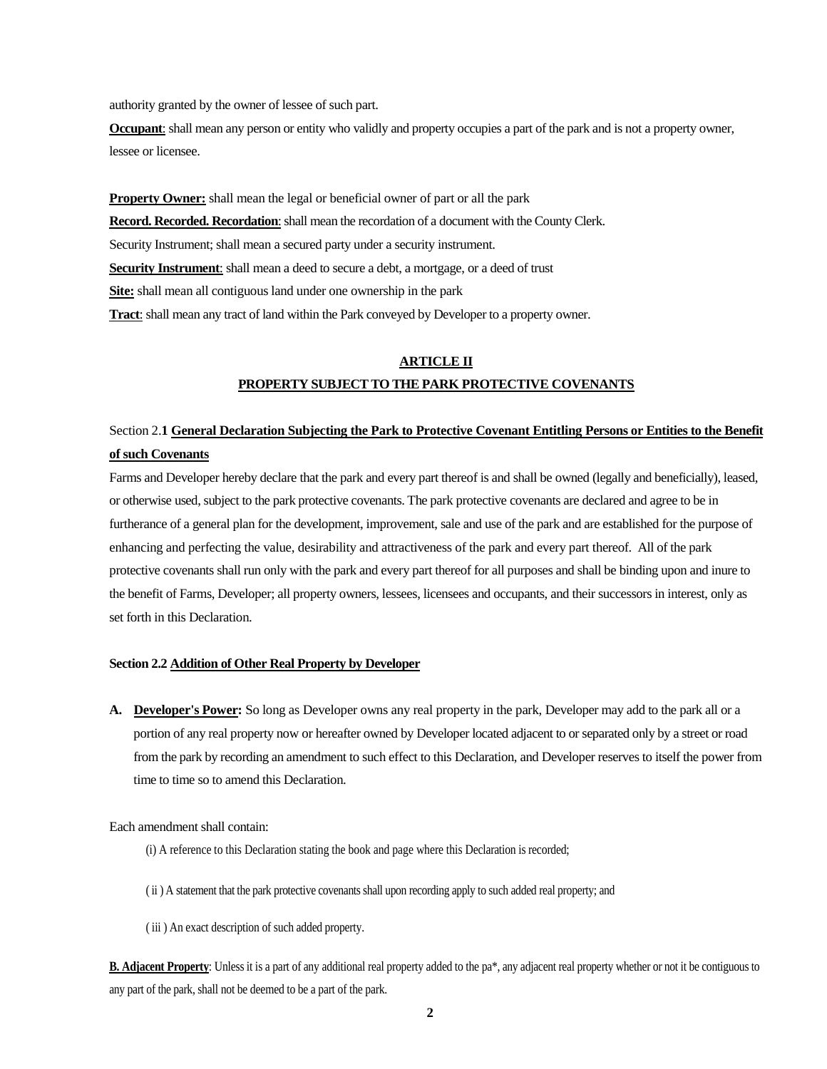authority granted by the owner of lessee of such part.

**Occupant**: shall mean any person or entity who validly and property occupies a part of the park and is not a property owner, lessee or licensee.

**Property Owner:** shall mean the legal or beneficial owner of part or all the park

**Record. Recorded. Recordation**: shall mean the recordation of a document with the County Clerk.

Security Instrument; shall mean a secured party under a security instrument.

**Security Instrument**: shall mean a deed to secure a debt, a mortgage, or a deed of trust

**Site:** shall mean all contiguous land under one ownership in the park

**Tract**: shall mean any tract of land within the Park conveyed by Developer to a property owner.

## ARTICLE II
## PROPERTY SUBJECT TO THE PARK PROTECTIVE COVENANTS

### Section 2.**1 General Declaration Subjecting the Park to Protective Covenant Entitling Persons or Entities to the Benefit of such Covenants**

Farms and Developer hereby declare that the park and every part thereof is and shall be owned (legally and beneficially), leased, or otherwise used, subject to the park protective covenants. The park protective covenants are declared and agree to be in furtherance of a general plan for the development, improvement, sale and use of the park and are established for the purpose of enhancing and perfecting the value, desirability and attractiveness of the park and every part thereof. All of the park protective covenants shall run only with the park and every part thereof for all purposes and shall be binding upon and inure to the benefit of Farms, Developer; all property owners, lessees, licensees and occupants, and their successors in interest, only as set forth in this Declaration.

### Section 2.2 Addition of Other Real Property by Developer

**A. Developer's Power:** So long as Developer owns any real property in the park, Developer may add to the park all or a portion of any real property now or hereafter owned by Developer located adjacent to or separated only by a street or road from the park by recording an amendment to such effect to this Declaration, and Developer reserves to itself the power from time to time so to amend this Declaration.

Each amendment shall contain:

(i) A reference to this Declaration stating the book and page where this Declaration is recorded;

( ii ) A statement that the park protective covenants shall upon recording apply to such added real property; and

( iii ) An exact description of such added property.

**B. Adjacent Property**: Unless it is a part of any additional real property added to the pa*, any adjacent real property whether or not it be contiguous to any part of the park, shall not be deemed to be a part of the park.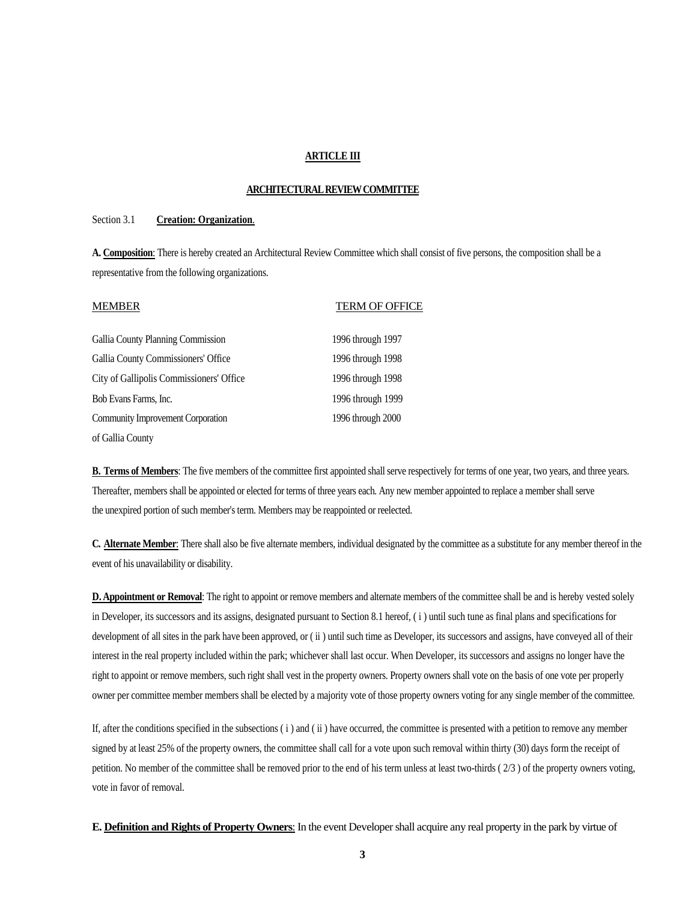# ARTICLE III

## ARCHITECTURAL REVIEW COMMITTEE

Section 3.1 **Creation: Organization**.

**A. Composition**: There is hereby created an Architectural Review Committee which shall consist of five persons, the composition shall be a representative from the following organizations.

| MEMBER | TERM OF OFFICE |
|---|---|
| Gallia County Planning Commission | 1996 through 1997 |
| Gallia County Commissioners' Office | 1996 through 1998 |
| City of Gallipolis Commissioners' Office | 1996 through 1998 |
| Bob Evans Farms, Inc. | 1996 through 1999 |
| Community Improvement Corporation of Gallia County | 1996 through 2000 |

**B. Terms of Members**: The five members of the committee first appointed shall serve respectively for terms of one year, two years, and three years. Thereafter, members shall be appointed or elected for terms of three years each. Any new member appointed to replace a member shall serve the unexpired portion of such member's term. Members may be reappointed or reelected.

**C. Alternate Member**: There shall also be five alternate members, individual designated by the committee as a substitute for any member thereof in the event of his unavailability or disability.

**D. Appointment or Removal**: The right to appoint or remove members and alternate members of the committee shall be and is hereby vested solely in Developer, its successors and its assigns, designated pursuant to Section 8.1 hereof, ( i ) until such tune as final plans and specifications for development of all sites in the park have been approved, or ( ii ) until such time as Developer, its successors and assigns, have conveyed all of their interest in the real property included within the park; whichever shall last occur. When Developer, its successors and assigns no longer have the right to appoint or remove members, such right shall vest in the property owners. Property owners shall vote on the basis of one vote per properly owner per committee member members shall be elected by a majority vote of those property owners voting for any single member of the committee.

If, after the conditions specified in the subsections ( i ) and ( ii ) have occurred, the committee is presented with a petition to remove any member signed by at least 25% of the property owners, the committee shall call for a vote upon such removal within thirty (30) days form the receipt of petition. No member of the committee shall be removed prior to the end of his term unless at least two-thirds ( 2/3 ) of the property owners voting, vote in favor of removal.

**E. Definition and Rights of Property Owners**: In the event Developer shall acquire any real property in the park by virtue of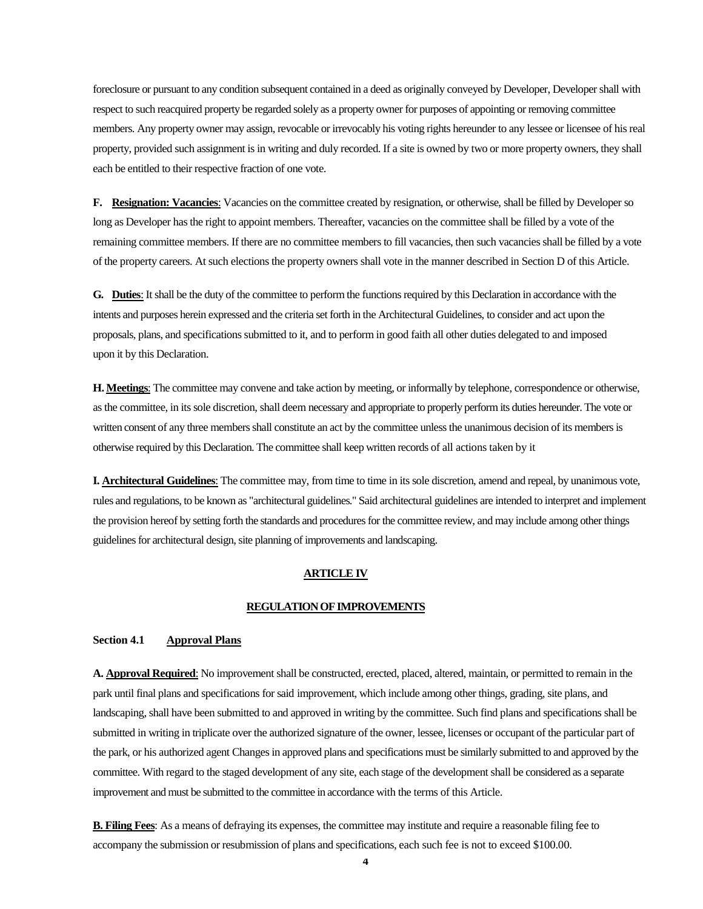foreclosure or pursuant to any condition subsequent contained in a deed as originally conveyed by Developer, Developer shall with respect to such reacquired property be regarded solely as a property owner for purposes of appointing or removing committee members. Any property owner may assign, revocable or irrevocably his voting rights hereunder to any lessee or licensee of his real property, provided such assignment is in writing and duly recorded. If a site is owned by two or more property owners, they shall each be entitled to their respective fraction of one vote.

**F. <u>Resignation: Vacancies</u>**: Vacancies on the committee created by resignation, or otherwise, shall be filled by Developer so long as Developer has the right to appoint members. Thereafter, vacancies on the committee shall be filled by a vote of the remaining committee members. If there are no committee members to fill vacancies, then such vacancies shall be filled by a vote of the property careers. At such elections the property owners shall vote in the manner described in Section D of this Article.

**G. <u>Duties</u>**: It shall be the duty of the committee to perform the functions required by this Declaration in accordance with the intents and purposes herein expressed and the criteria set forth in the Architectural Guidelines, to consider and act upon the proposals, plans, and specifications submitted to it, and to perform in good faith all other duties delegated to and imposed upon it by this Declaration.

**H. <u>Meetings</u>**: The committee may convene and take action by meeting, or informally by telephone, correspondence or otherwise, as the committee, in its sole discretion, shall deem necessary and appropriate to properly perform its duties hereunder. The vote or written consent of any three members shall constitute an act by the committee unless the unanimous decision of its members is otherwise required by this Declaration. The committee shall keep written records of all actions taken by it

**I. <u>Architectural Guidelines</u>**: The committee may, from time to time in its sole discretion, amend and repeal, by unanimous vote, rules and regulations, to be known as "architectural guidelines." Said architectural guidelines are intended to interpret and implement the provision hereof by setting forth the standards and procedures for the committee review, and may include among other things guidelines for architectural design, site planning of improvements and landscaping.

## <u>ARTICLE IV</u>

## <u>REGULATION OF IMPROVEMENTS</u>

### Section 4.1 <u>Approval Plans</u>

**A. <u>Approval Required</u>**: No improvement shall be constructed, erected, placed, altered, maintain, or permitted to remain in the park until final plans and specifications for said improvement, which include among other things, grading, site plans, and landscaping, shall have been submitted to and approved in writing by the committee. Such find plans and specifications shall be submitted in writing in triplicate over the authorized signature of the owner, lessee, licenses or occupant of the particular part of the park, or his authorized agent Changes in approved plans and specifications must be similarly submitted to and approved by the committee. With regard to the staged development of any site, each stage of the development shall be considered as a separate improvement and must be submitted to the committee in accordance with the terms of this Article.

**<u>B. Filing Fees</u>**: As a means of defraying its expenses, the committee may institute and require a reasonable filing fee to accompany the submission or resubmission of plans and specifications, each such fee is not to exceed $100.00.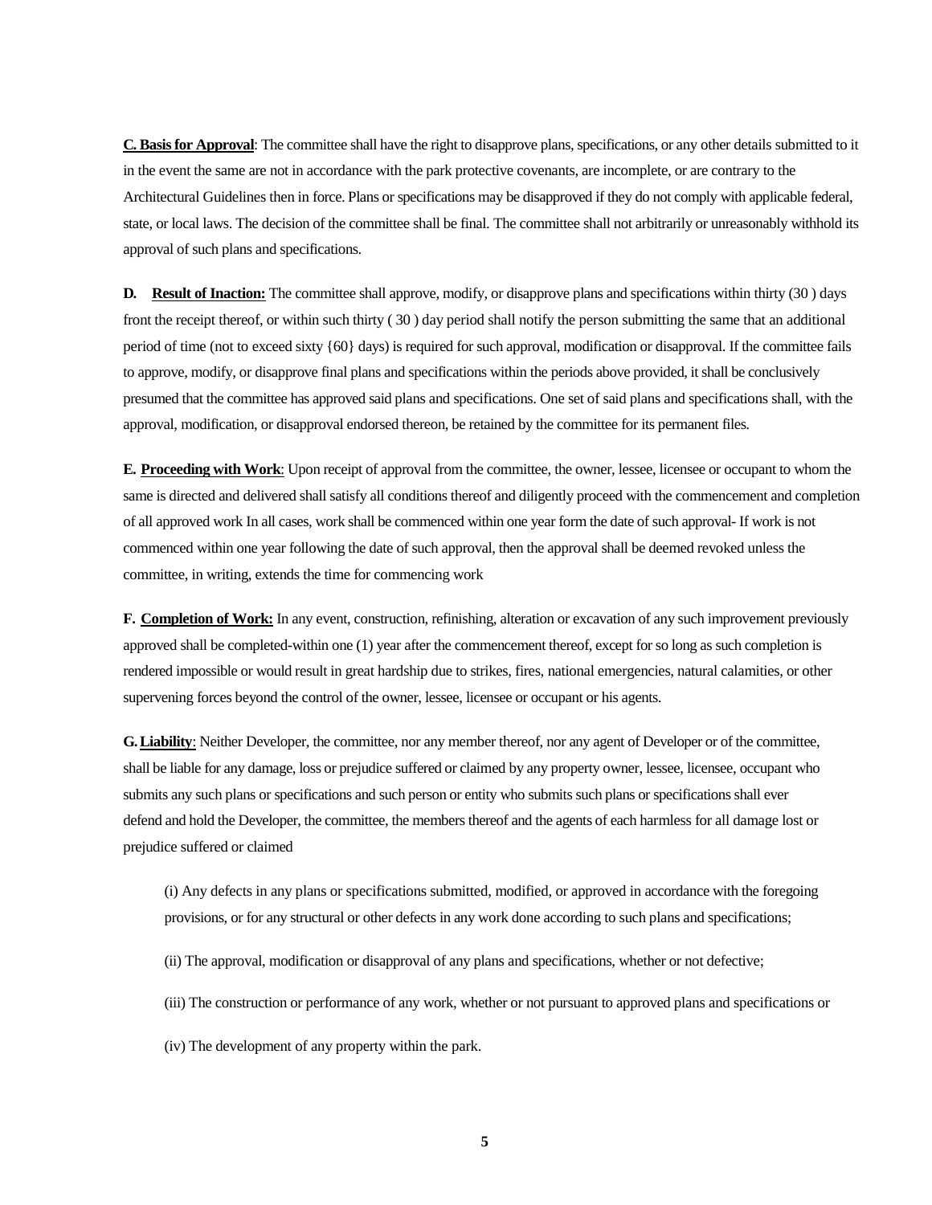**C. Basis for Approval**: The committee shall have the right to disapprove plans, specifications, or any other details submitted to it in the event the same are not in accordance with the park protective covenants, are incomplete, or are contrary to the Architectural Guidelines then in force. Plans or specifications may be disapproved if they do not comply with applicable federal, state, or local laws. The decision of the committee shall be final. The committee shall not arbitrarily or unreasonably withhold its approval of such plans and specifications.

**D. Result of Inaction:** The committee shall approve, modify, or disapprove plans and specifications within thirty (30 ) days front the receipt thereof, or within such thirty ( 30 ) day period shall notify the person submitting the same that an additional period of time (not to exceed sixty {60} days) is required for such approval, modification or disapproval. If the committee fails to approve, modify, or disapprove final plans and specifications within the periods above provided, it shall be conclusively presumed that the committee has approved said plans and specifications. One set of said plans and specifications shall, with the approval, modification, or disapproval endorsed thereon, be retained by the committee for its permanent files.

**E. Proceeding with Work**: Upon receipt of approval from the committee, the owner, lessee, licensee or occupant to whom the same is directed and delivered shall satisfy all conditions thereof and diligently proceed with the commencement and completion of all approved work In all cases, work shall be commenced within one year form the date of such approval- If work is not commenced within one year following the date of such approval, then the approval shall be deemed revoked unless the committee, in writing, extends the time for commencing work

**F. Completion of Work:** In any event, construction, refinishing, alteration or excavation of any such improvement previously approved shall be completed-within one (1) year after the commencement thereof, except for so long as such completion is rendered impossible or would result in great hardship due to strikes, fires, national emergencies, natural calamities, or other supervening forces beyond the control of the owner, lessee, licensee or occupant or his agents.

**G. Liability**: Neither Developer, the committee, nor any member thereof, nor any agent of Developer or of the committee, shall be liable for any damage, loss or prejudice suffered or claimed by any property owner, lessee, licensee, occupant who submits any such plans or specifications and such person or entity who submits such plans or specifications shall ever defend and hold the Developer, the committee, the members thereof and the agents of each harmless for all damage lost or prejudice suffered or claimed

(i) Any defects in any plans or specifications submitted, modified, or approved in accordance with the foregoing provisions, or for any structural or other defects in any work done according to such plans and specifications;

(ii) The approval, modification or disapproval of any plans and specifications, whether or not defective;

(iii) The construction or performance of any work, whether or not pursuant to approved plans and specifications or

(iv) The development of any property within the park.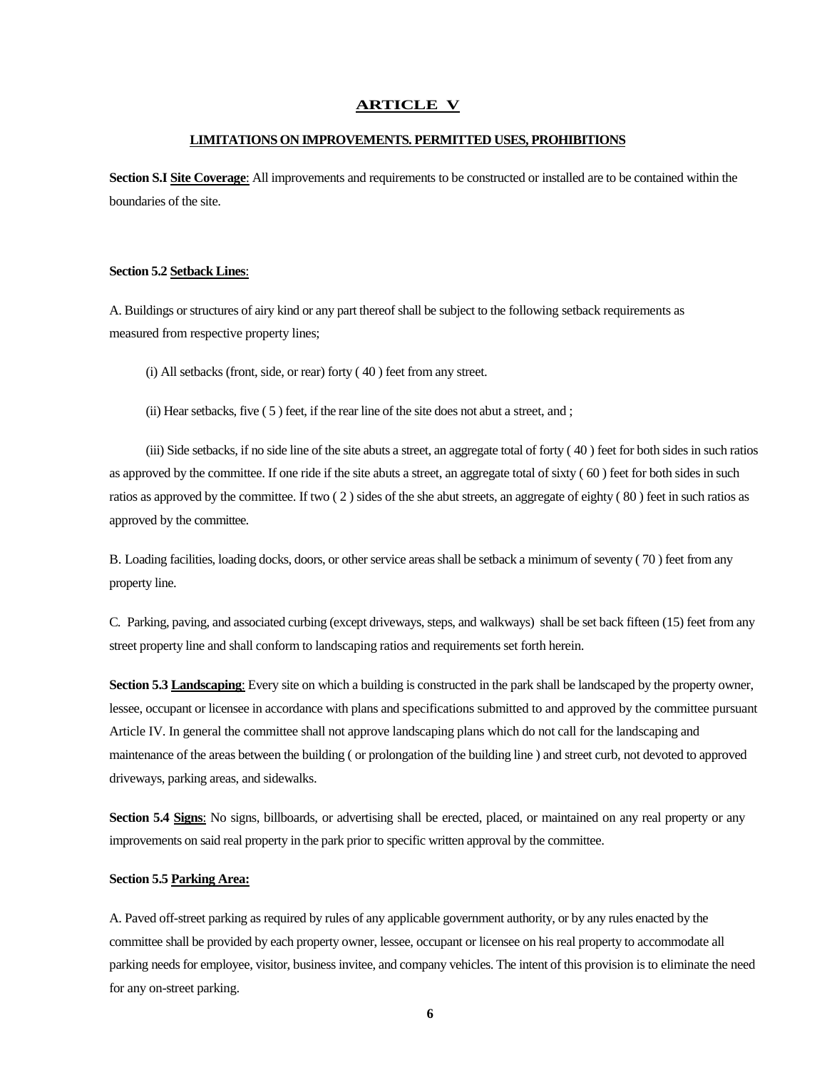## ARTICLE V

### LIMITATIONS ON IMPROVEMENTS. PERMITTED USES, PROHIBITIONS

**Section S.I Site Coverage**: All improvements and requirements to be constructed or installed are to be contained within the boundaries of the site.

**Section 5.2 Setback Lines**:

A. Buildings or structures of airy kind or any part thereof shall be subject to the following setback requirements as measured from respective property lines;

(i) All setbacks (front, side, or rear) forty ( 40 ) feet from any street.

(ii) Hear setbacks, five ( 5 ) feet, if the rear line of the site does not abut a street, and ;

(iii) Side setbacks, if no side line of the site abuts a street, an aggregate total of forty ( 40 ) feet for both sides in such ratios as approved by the committee. If one ride if the site abuts a street, an aggregate total of sixty ( 60 ) feet for both sides in such ratios as approved by the committee. If two ( 2 ) sides of the she abut streets, an aggregate of eighty ( 80 ) feet in such ratios as approved by the committee.

B. Loading facilities, loading docks, doors, or other service areas shall be setback a minimum of seventy ( 70 ) feet from any property line.

C. Parking, paving, and associated curbing (except driveways, steps, and walkways) shall be set back fifteen (15) feet from any street property line and shall conform to landscaping ratios and requirements set forth herein.

**Section 5.3 Landscaping**: Every site on which a building is constructed in the park shall be landscaped by the property owner, lessee, occupant or licensee in accordance with plans and specifications submitted to and approved by the committee pursuant Article IV. In general the committee shall not approve landscaping plans which do not call for the landscaping and maintenance of the areas between the building ( or prolongation of the building line ) and street curb, not devoted to approved driveways, parking areas, and sidewalks.

**Section 5.4 Signs**: No signs, billboards, or advertising shall be erected, placed, or maintained on any real property or any improvements on said real property in the park prior to specific written approval by the committee.

**Section 5.5 Parking Area:**

A. Paved off-street parking as required by rules of any applicable government authority, or by any rules enacted by the committee shall be provided by each property owner, lessee, occupant or licensee on his real property to accommodate all parking needs for employee, visitor, business invitee, and company vehicles. The intent of this provision is to eliminate the need for any on-street parking.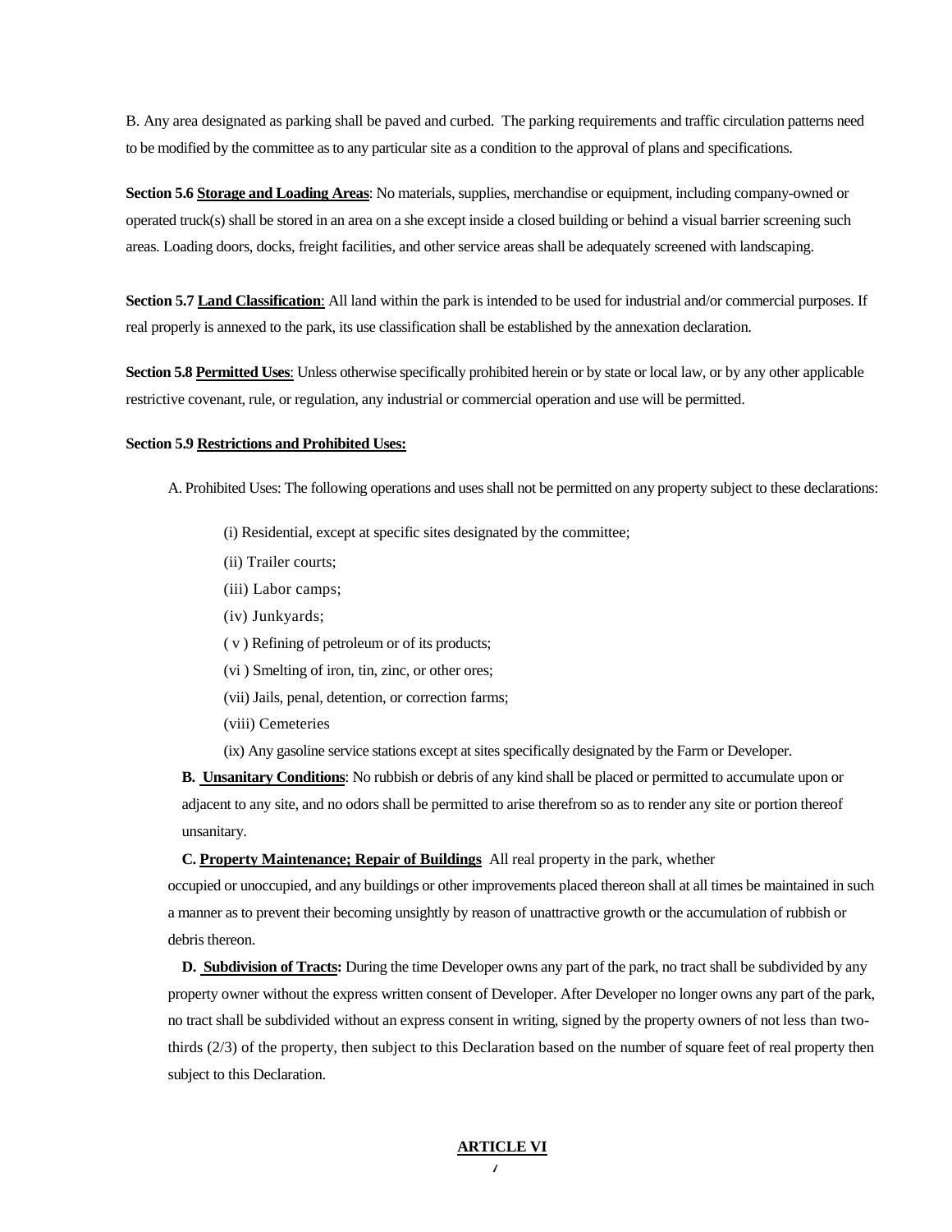B. Any area designated as parking shall be paved and curbed. The parking requirements and traffic circulation patterns need to be modified by the committee as to any particular site as a condition to the approval of plans and specifications.

**Section 5.6 <u>Storage and Loading Areas</u>**: No materials, supplies, merchandise or equipment, including company-owned or operated truck(s) shall be stored in an area on a she except inside a closed building or behind a visual barrier screening such areas. Loading doors, docks, freight facilities, and other service areas shall be adequately screened with landscaping.

**Section 5.7 <u>Land Classification</u>**: All land within the park is intended to be used for industrial and/or commercial purposes. If real properly is annexed to the park, its use classification shall be established by the annexation declaration.

**Section 5.8 <u>Permitted Uses</u>**: Unless otherwise specifically prohibited herein or by state or local law, or by any other applicable restrictive covenant, rule, or regulation, any industrial or commercial operation and use will be permitted.

**Section 5.9 <u>Restrictions and Prohibited Uses:</u>**

A. Prohibited Uses: The following operations and uses shall not be permitted on any property subject to these declarations:

(i) Residential, except at specific sites designated by the committee;

(ii) Trailer courts;

(iii) Labor camps;

(iv) Junkyards;

( v ) Refining of petroleum or of its products;

(vi ) Smelting of iron, tin, zinc, or other ores;

(vii) Jails, penal, detention, or correction farms;

(viii) Cemeteries

(ix) Any gasoline service stations except at sites specifically designated by the Farm or Developer.

**B. <u>Unsanitary Conditions</u>**: No rubbish or debris of any kind shall be placed or permitted to accumulate upon or adjacent to any site, and no odors shall be permitted to arise therefrom so as to render any site or portion thereof unsanitary.

**C. <u>Property Maintenance; Repair of Buildings</u>** All real property in the park, whether occupied or unoccupied, and any buildings or other improvements placed thereon shall at all times be maintained in such a manner as to prevent their becoming unsightly by reason of unattractive growth or the accumulation of rubbish or debris thereon.

**D. <u>Subdivision of Tracts</u>:** During the time Developer owns any part of the park, no tract shall be subdivided by any property owner without the express written consent of Developer. After Developer no longer owns any part of the park, no tract shall be subdivided without an express consent in writing, signed by the property owners of not less than two-thirds (2/3) of the property, then subject to this Declaration based on the number of square feet of real property then subject to this Declaration.

## ARTICLE VI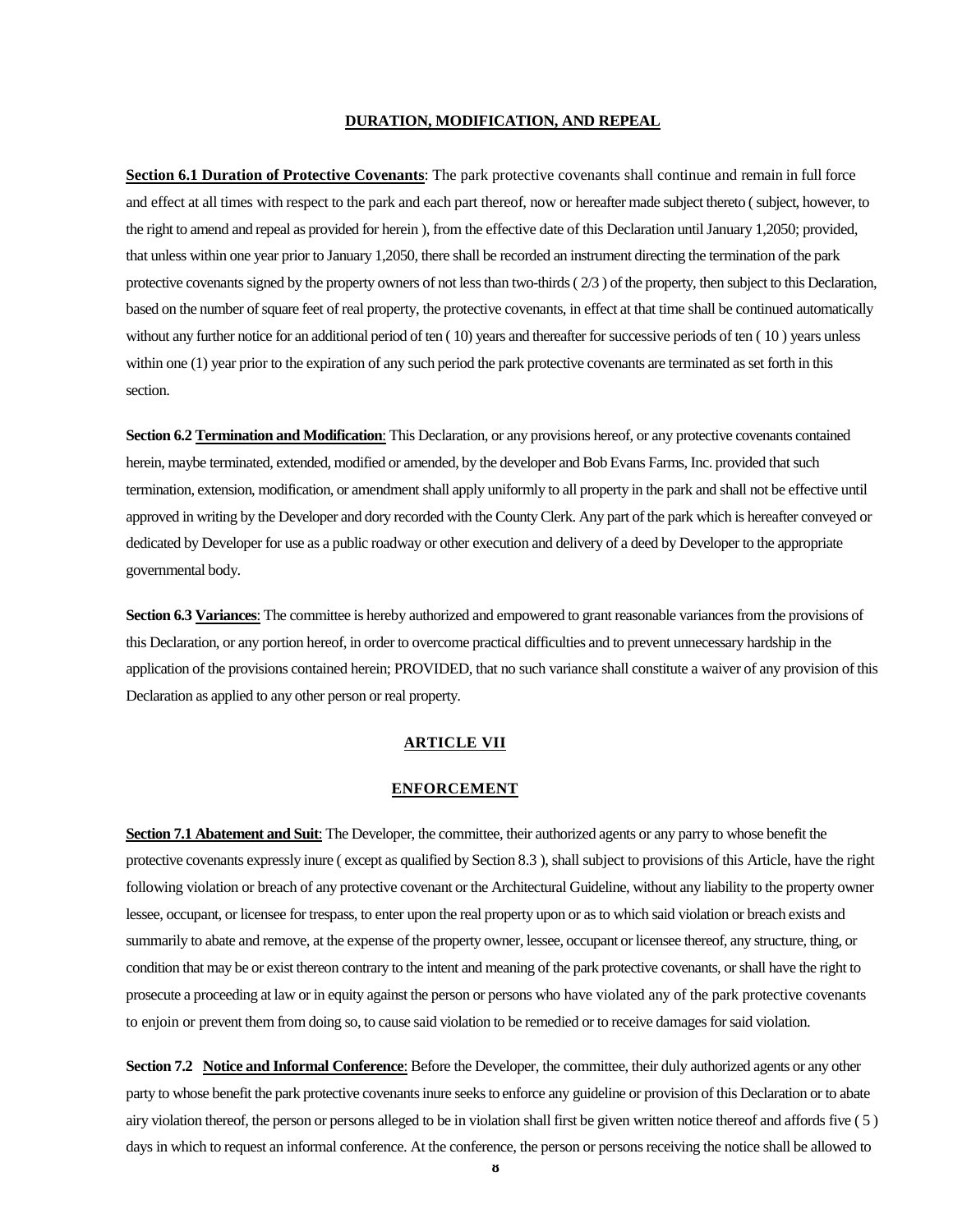## DURATION, MODIFICATION, AND REPEAL

**Section 6.1 Duration of Protective Covenants**: The park protective covenants shall continue and remain in full force and effect at all times with respect to the park and each part thereof, now or hereafter made subject thereto ( subject, however, to the right to amend and repeal as provided for herein ), from the effective date of this Declaration until January 1,2050; provided, that unless within one year prior to January 1,2050, there shall be recorded an instrument directing the termination of the park protective covenants signed by the property owners of not less than two-thirds ( 2/3 ) of the property, then subject to this Declaration, based on the number of square feet of real property, the protective covenants, in effect at that time shall be continued automatically without any further notice for an additional period of ten ( 10) years and thereafter for successive periods of ten ( 10 ) years unless within one (1) year prior to the expiration of any such period the park protective covenants are terminated as set forth in this section.

**Section 6.2 Termination and Modification**: This Declaration, or any provisions hereof, or any protective covenants contained herein, maybe terminated, extended, modified or amended, by the developer and Bob Evans Farms, Inc. provided that such termination, extension, modification, or amendment shall apply uniformly to all property in the park and shall not be effective until approved in writing by the Developer and dory recorded with the County Clerk. Any part of the park which is hereafter conveyed or dedicated by Developer for use as a public roadway or other execution and delivery of a deed by Developer to the appropriate governmental body.

**Section 6.3 Variances**: The committee is hereby authorized and empowered to grant reasonable variances from the provisions of this Declaration, or any portion hereof, in order to overcome practical difficulties and to prevent unnecessary hardship in the application of the provisions contained herein; PROVIDED, that no such variance shall constitute a waiver of any provision of this Declaration as applied to any other person or real property.

## ARTICLE VII

## ENFORCEMENT

**Section 7.1 Abatement and Suit**: The Developer, the committee, their authorized agents or any parry to whose benefit the protective covenants expressly inure ( except as qualified by Section 8.3 ), shall subject to provisions of this Article, have the right following violation or breach of any protective covenant or the Architectural Guideline, without any liability to the property owner lessee, occupant, or licensee for trespass, to enter upon the real property upon or as to which said violation or breach exists and summarily to abate and remove, at the expense of the property owner, lessee, occupant or licensee thereof, any structure, thing, or condition that may be or exist thereon contrary to the intent and meaning of the park protective covenants, or shall have the right to prosecute a proceeding at law or in equity against the person or persons who have violated any of the park protective covenants to enjoin or prevent them from doing so, to cause said violation to be remedied or to receive damages for said violation.

**Section 7.2 Notice and Informal Conference**: Before the Developer, the committee, their duly authorized agents or any other party to whose benefit the park protective covenants inure seeks to enforce any guideline or provision of this Declaration or to abate airy violation thereof, the person or persons alleged to be in violation shall first be given written notice thereof and affords five ( 5 ) days in which to request an informal conference. At the conference, the person or persons receiving the notice shall be allowed to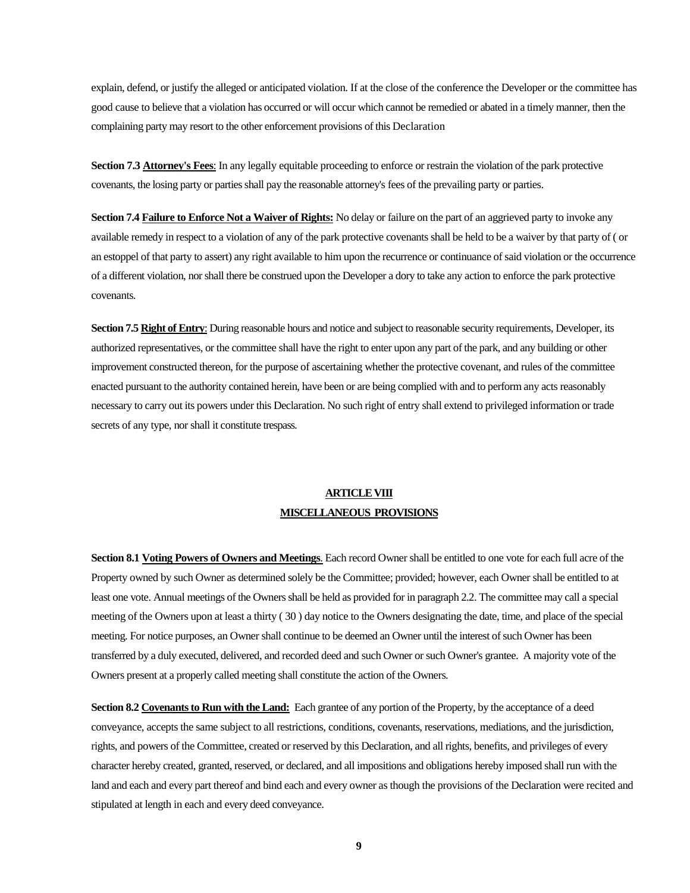explain, defend, or justify the alleged or anticipated violation. If at the close of the conference the Developer or the committee has good cause to believe that a violation has occurred or will occur which cannot be remedied or abated in a timely manner, then the complaining party may resort to the other enforcement provisions of this Declaration

**Section 7.3 <u>Attorney's Fees</u>**: In any legally equitable proceeding to enforce or restrain the violation of the park protective covenants, the losing party or parties shall pay the reasonable attorney's fees of the prevailing party or parties.

**Section 7.4 <u>Failure to Enforce Not a Waiver of Rights:</u>** No delay or failure on the part of an aggrieved party to invoke any available remedy in respect to a violation of any of the park protective covenants shall be held to be a waiver by that party of ( or an estoppel of that party to assert) any right available to him upon the recurrence or continuance of said violation or the occurrence of a different violation, nor shall there be construed upon the Developer a dory to take any action to enforce the park protective covenants.

**Section 7.5 <u>Right of Entry</u>**: During reasonable hours and notice and subject to reasonable security requirements, Developer, its authorized representatives, or the committee shall have the right to enter upon any part of the park, and any building or other improvement constructed thereon, for the purpose of ascertaining whether the protective covenant, and rules of the committee enacted pursuant to the authority contained herein, have been or are being complied with and to perform any acts reasonably necessary to carry out its powers under this Declaration. No such right of entry shall extend to privileged information or trade secrets of any type, nor shall it constitute trespass.

## ARTICLE VIII
## MISCELLANEOUS PROVISIONS

**Section 8.1 <u>Voting Powers of Owners and Meetings</u>**. Each record Owner shall be entitled to one vote for each full acre of the Property owned by such Owner as determined solely be the Committee; provided; however, each Owner shall be entitled to at least one vote. Annual meetings of the Owners shall be held as provided for in paragraph 2.2. The committee may call a special meeting of the Owners upon at least a thirty ( 30 ) day notice to the Owners designating the date, time, and place of the special meeting. For notice purposes, an Owner shall continue to be deemed an Owner until the interest of such Owner has been transferred by a duly executed, delivered, and recorded deed and such Owner or such Owner's grantee. A majority vote of the Owners present at a properly called meeting shall constitute the action of the Owners.

**Section 8.2 <u>Covenants to Run with the Land:</u>** Each grantee of any portion of the Property, by the acceptance of a deed conveyance, accepts the same subject to all restrictions, conditions, covenants, reservations, mediations, and the jurisdiction, rights, and powers of the Committee, created or reserved by this Declaration, and all rights, benefits, and privileges of every character hereby created, granted, reserved, or declared, and all impositions and obligations hereby imposed shall run with the land and each and every part thereof and bind each and every owner as though the provisions of the Declaration were recited and stipulated at length in each and every deed conveyance.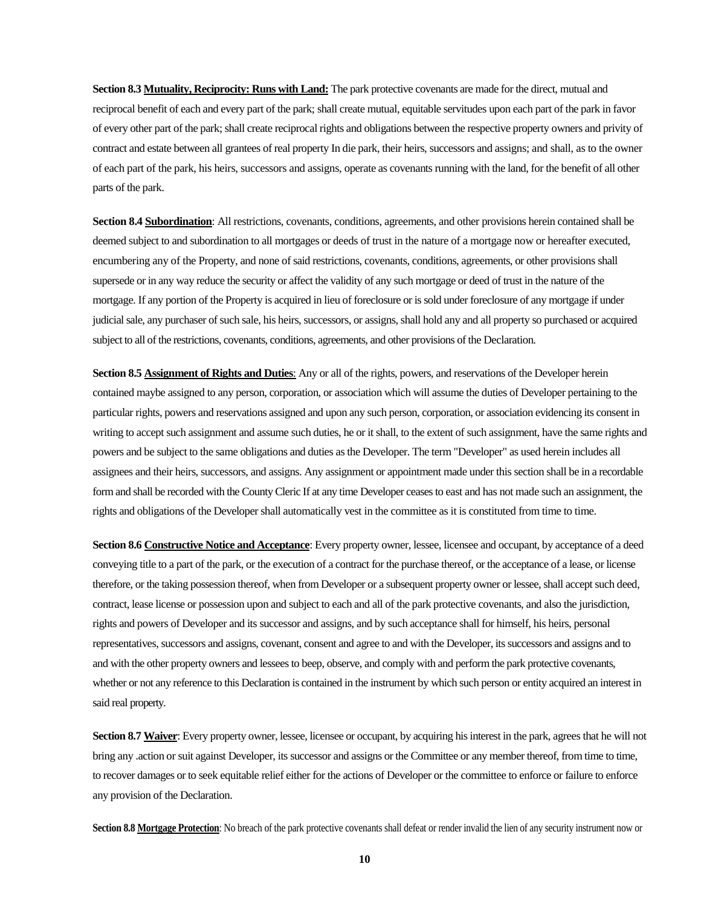**Section 8.3 Mutuality, Reciprocity: Runs with Land:** The park protective covenants are made for the direct, mutual and reciprocal benefit of each and every part of the park; shall create mutual, equitable servitudes upon each part of the park in favor of every other part of the park; shall create reciprocal rights and obligations between the respective property owners and privity of contract and estate between all grantees of real property In die park, their heirs, successors and assigns; and shall, as to the owner of each part of the park, his heirs, successors and assigns, operate as covenants running with the land, for the benefit of all other parts of the park.

**Section 8.4 Subordination**: All restrictions, covenants, conditions, agreements, and other provisions herein contained shall be deemed subject to and subordination to all mortgages or deeds of trust in the nature of a mortgage now or hereafter executed, encumbering any of the Property, and none of said restrictions, covenants, conditions, agreements, or other provisions shall supersede or in any way reduce the security or affect the validity of any such mortgage or deed of trust in the nature of the mortgage. If any portion of the Property is acquired in lieu of foreclosure or is sold under foreclosure of any mortgage if under judicial sale, any purchaser of such sale, his heirs, successors, or assigns, shall hold any and all property so purchased or acquired subject to all of the restrictions, covenants, conditions, agreements, and other provisions of the Declaration.

**Section 8.5 Assignment of Rights and Duties**: Any or all of the rights, powers, and reservations of the Developer herein contained maybe assigned to any person, corporation, or association which will assume the duties of Developer pertaining to the particular rights, powers and reservations assigned and upon any such person, corporation, or association evidencing its consent in writing to accept such assignment and assume such duties, he or it shall, to the extent of such assignment, have the same rights and powers and be subject to the same obligations and duties as the Developer. The term "Developer" as used herein includes all assignees and their heirs, successors, and assigns. Any assignment or appointment made under this section shall be in a recordable form and shall be recorded with the County Cleric If at any time Developer ceases to east and has not made such an assignment, the rights and obligations of the Developer shall automatically vest in the committee as it is constituted from time to time.

**Section 8.6 Constructive Notice and Acceptance**: Every property owner, lessee, licensee and occupant, by acceptance of a deed conveying title to a part of the park, or the execution of a contract for the purchase thereof, or the acceptance of a lease, or license therefore, or the taking possession thereof, when from Developer or a subsequent property owner or lessee, shall accept such deed, contract, lease license or possession upon and subject to each and all of the park protective covenants, and also the jurisdiction, rights and powers of Developer and its successor and assigns, and by such acceptance shall for himself, his heirs, personal representatives, successors and assigns, covenant, consent and agree to and with the Developer, its successors and assigns and to and with the other property owners and lessees to beep, observe, and comply with and perform the park protective covenants, whether or not any reference to this Declaration is contained in the instrument by which such person or entity acquired an interest in said real property.

**Section 8.7 Waiver**: Every property owner, lessee, licensee or occupant, by acquiring his interest in the park, agrees that he will not bring any .action or suit against Developer, its successor and assigns or the Committee or any member thereof, from time to time, to recover damages or to seek equitable relief either for the actions of Developer or the committee to enforce or failure to enforce any provision of the Declaration.

**Section 8.8 Mortgage Protection**: No breach of the park protective covenants shall defeat or render invalid the lien of any security instrument now or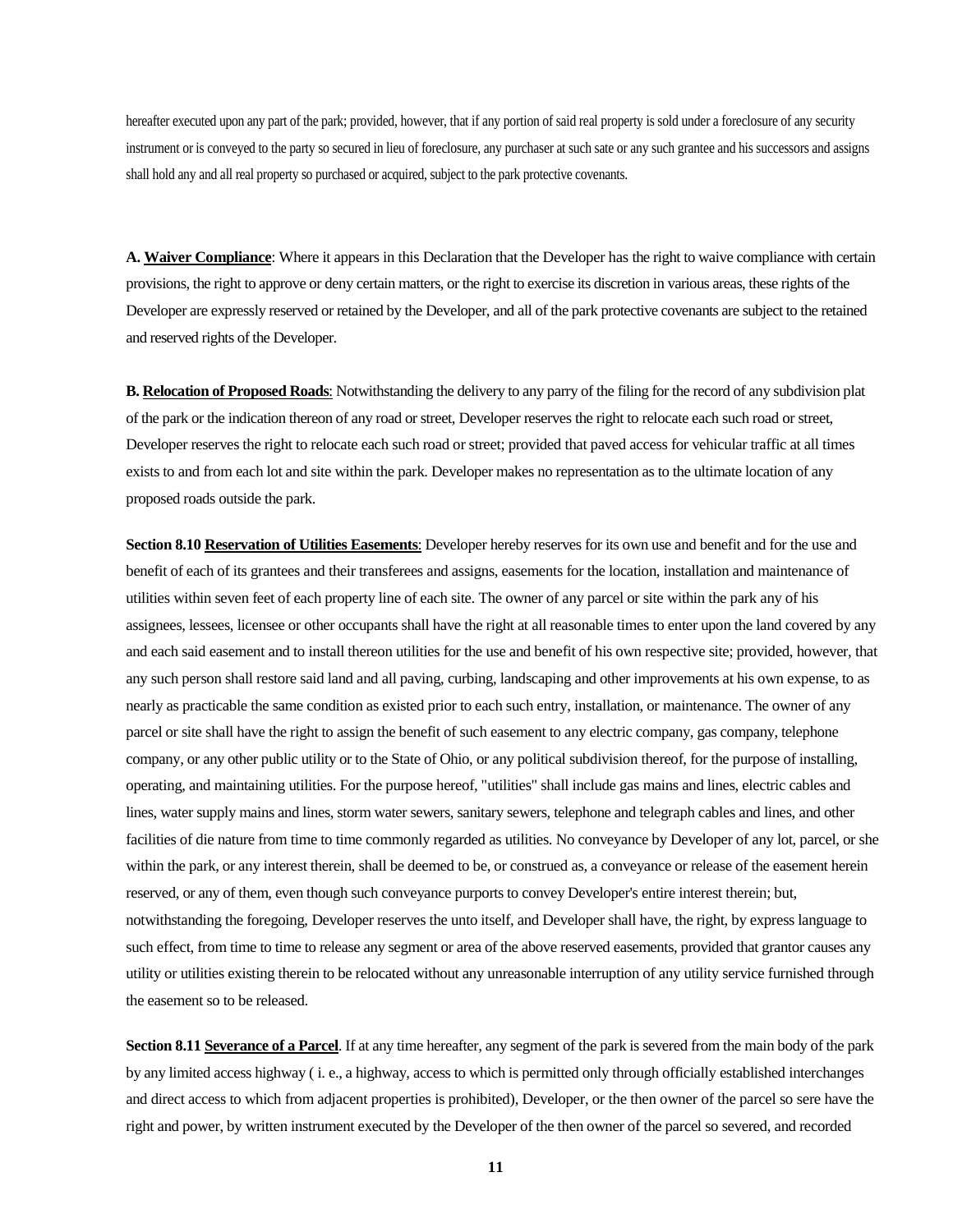hereafter executed upon any part of the park; provided, however, that if any portion of said real property is sold under a foreclosure of any security instrument or is conveyed to the party so secured in lieu of foreclosure, any purchaser at such sate or any such grantee and his successors and assigns shall hold any and all real property so purchased or acquired, subject to the park protective covenants.

**A. <u>Waiver Compliance</u>**: Where it appears in this Declaration that the Developer has the right to waive compliance with certain provisions, the right to approve or deny certain matters, or the right to exercise its discretion in various areas, these rights of the Developer are expressly reserved or retained by the Developer, and all of the park protective covenants are subject to the retained and reserved rights of the Developer.

**B. <u>Relocation of Proposed Roads</u>**: Notwithstanding the delivery to any parry of the filing for the record of any subdivision plat of the park or the indication thereon of any road or street, Developer reserves the right to relocate each such road or street, Developer reserves the right to relocate each such road or street; provided that paved access for vehicular traffic at all times exists to and from each lot and site within the park. Developer makes no representation as to the ultimate location of any proposed roads outside the park.

**Section 8.10 <u>Reservation of Utilities Easements</u>**: Developer hereby reserves for its own use and benefit and for the use and benefit of each of its grantees and their transferees and assigns, easements for the location, installation and maintenance of utilities within seven feet of each property line of each site. The owner of any parcel or site within the park any of his assignees, lessees, licensee or other occupants shall have the right at all reasonable times to enter upon the land covered by any and each said easement and to install thereon utilities for the use and benefit of his own respective site; provided, however, that any such person shall restore said land and all paving, curbing, landscaping and other improvements at his own expense, to as nearly as practicable the same condition as existed prior to each such entry, installation, or maintenance. The owner of any parcel or site shall have the right to assign the benefit of such easement to any electric company, gas company, telephone company, or any other public utility or to the State of Ohio, or any political subdivision thereof, for the purpose of installing, operating, and maintaining utilities. For the purpose hereof, "utilities" shall include gas mains and lines, electric cables and lines, water supply mains and lines, storm water sewers, sanitary sewers, telephone and telegraph cables and lines, and other facilities of die nature from time to time commonly regarded as utilities. No conveyance by Developer of any lot, parcel, or she within the park, or any interest therein, shall be deemed to be, or construed as, a conveyance or release of the easement herein reserved, or any of them, even though such conveyance purports to convey Developer's entire interest therein; but, notwithstanding the foregoing, Developer reserves the unto itself, and Developer shall have, the right, by express language to such effect, from time to time to release any segment or area of the above reserved easements, provided that grantor causes any utility or utilities existing therein to be relocated without any unreasonable interruption of any utility service furnished through the easement so to be released.

**Section 8.11 <u>Severance of a Parcel</u>**. If at any time hereafter, any segment of the park is severed from the main body of the park by any limited access highway ( i. e., a highway, access to which is permitted only through officially established interchanges and direct access to which from adjacent properties is prohibited), Developer, or the then owner of the parcel so sere have the right and power, by written instrument executed by the Developer of the then owner of the parcel so severed, and recorded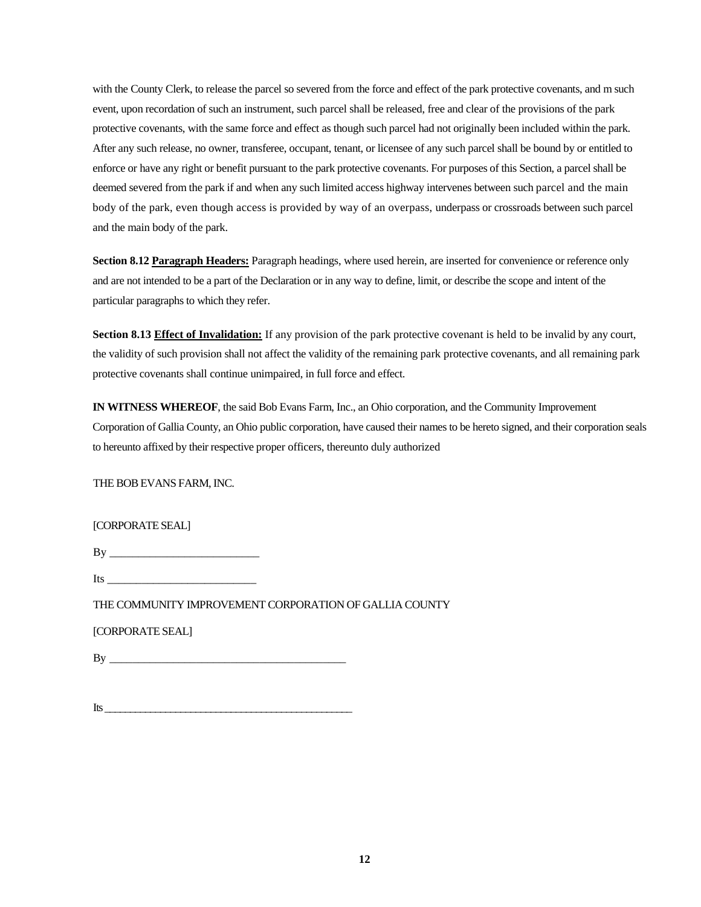with the County Clerk, to release the parcel so severed from the force and effect of the park protective covenants, and m such event, upon recordation of such an instrument, such parcel shall be released, free and clear of the provisions of the park protective covenants, with the same force and effect as though such parcel had not originally been included within the park. After any such release, no owner, transferee, occupant, tenant, or licensee of any such parcel shall be bound by or entitled to enforce or have any right or benefit pursuant to the park protective covenants. For purposes of this Section, a parcel shall be deemed severed from the park if and when any such limited access highway intervenes between such parcel and the main body of the park, even though access is provided by way of an overpass, underpass or crossroads between such parcel and the main body of the park.

**Section 8.12 Paragraph Headers:** Paragraph headings, where used herein, are inserted for convenience or reference only and are not intended to be a part of the Declaration or in any way to define, limit, or describe the scope and intent of the particular paragraphs to which they refer.

**Section 8.13 Effect of Invalidation:** If any provision of the park protective covenant is held to be invalid by any court, the validity of such provision shall not affect the validity of the remaining park protective covenants, and all remaining park protective covenants shall continue unimpaired, in full force and effect.

**IN WITNESS WHEREOF**, the said Bob Evans Farm, Inc., an Ohio corporation, and the Community Improvement Corporation of Gallia County, an Ohio public corporation, have caused their names to be hereto signed, and their corporation seals to hereunto affixed by their respective proper officers, thereunto duly authorized

THE BOB EVANS FARM, INC.

[CORPORATE SEAL]

By ___________________________

Its ___________________________

THE COMMUNITY IMPROVEMENT CORPORATION OF GALLIA COUNTY

[CORPORATE SEAL]

By ____________________________________________

Its ____________________________________________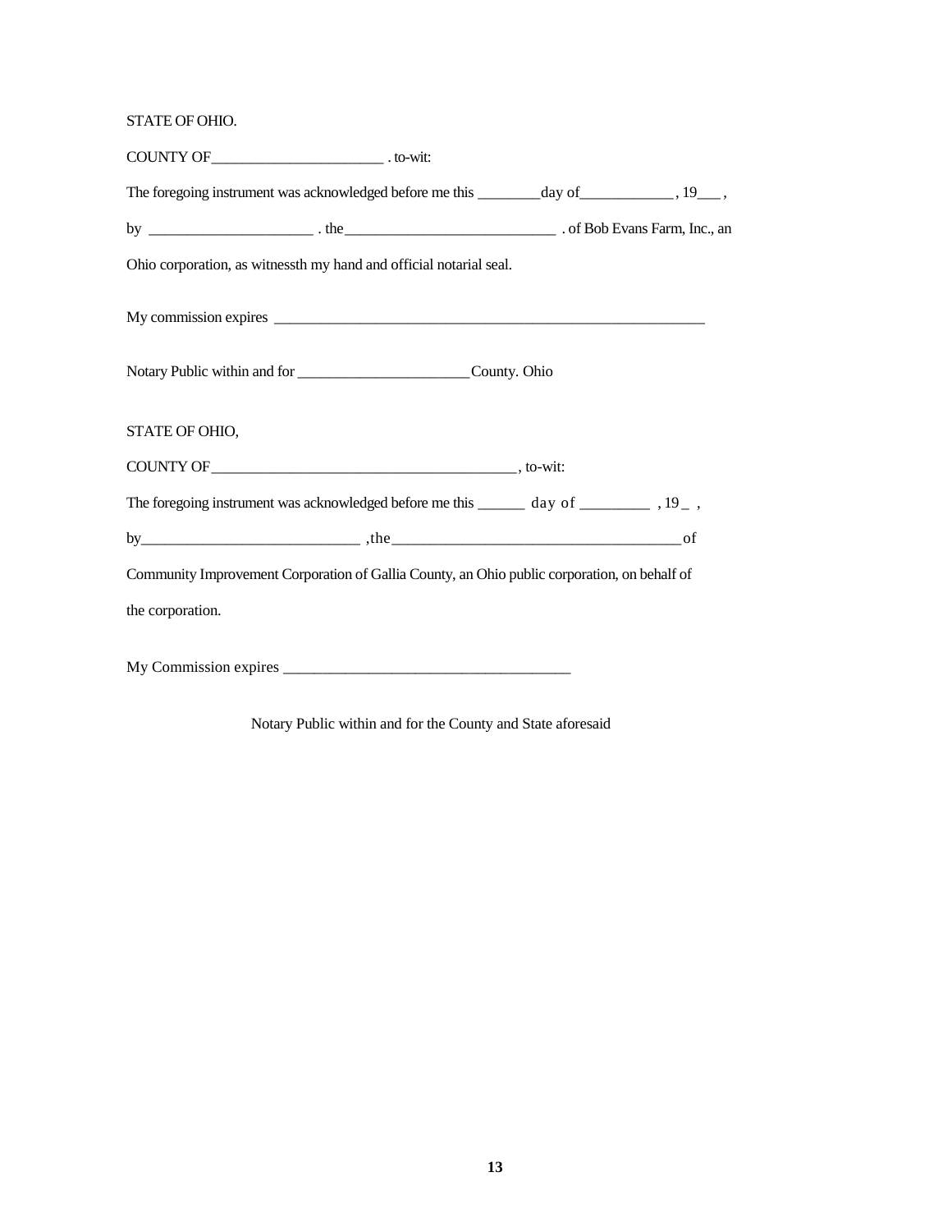STATE OF OHIO.

COUNTY OF_______________________ . to-wit:

The foregoing instrument was acknowledged before me this ________day of____________ , 19___ ,

by _____________________ . the____________________________ . of Bob Evans Farm, Inc., an

Ohio corporation, as witnessth my hand and official notarial seal.

My commission expires ___________________________________________________________

Notary Public within and for ______________________County. Ohio

STATE OF OHIO,

COUNTY OF________________________________________, to-wit:

The foregoing instrument was acknowledged before me this ______ day of _________ , 19 _ ,

by____________________________ ,the_______________________________________ of

Community Improvement Corporation of Gallia County, an Ohio public corporation, on behalf of

the corporation.

My Commission expires _____________________________________

Notary Public within and for the County and State aforesaid